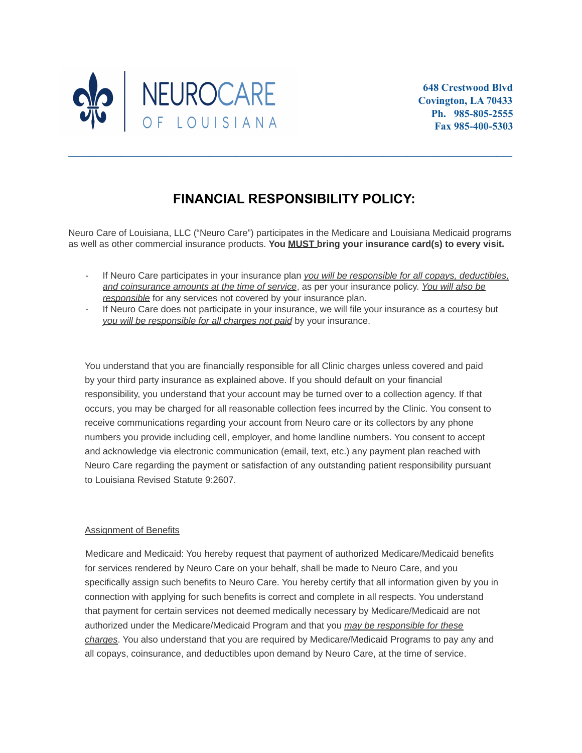NEUROCARE OF LOUISIANA

648 Crestwood Blvd
Covington, LA 70433
Ph. 985-805-2555
Fax 985-400-5303

# FINANCIAL RESPONSIBILITY POLICY:

Neuro Care of Louisiana, LLC ("Neuro Care") participates in the Medicare and Louisiana Medicaid programs as well as other commercial insurance products. **You MUST bring your insurance card(s) to every visit.**

- If Neuro Care participates in your insurance plan *you will be responsible for all copays, deductibles, and coinsurance amounts at the time of service*, as per your insurance policy. *You will also be responsible* for any services not covered by your insurance plan.
- If Neuro Care does not participate in your insurance, we will file your insurance as a courtesy but *you will be responsible for all charges not paid* by your insurance.

You understand that you are financially responsible for all Clinic charges unless covered and paid by your third party insurance as explained above. If you should default on your financial responsibility, you understand that your account may be turned over to a collection agency. If that occurs, you may be charged for all reasonable collection fees incurred by the Clinic. You consent to receive communications regarding your account from Neuro care or its collectors by any phone numbers you provide including cell, employer, and home landline numbers. You consent to accept and acknowledge via electronic communication (email, text, etc.) any payment plan reached with Neuro Care regarding the payment or satisfaction of any outstanding patient responsibility pursuant to Louisiana Revised Statute 9:2607.

## Assignment of Benefits

Medicare and Medicaid: You hereby request that payment of authorized Medicare/Medicaid benefits for services rendered by Neuro Care on your behalf, shall be made to Neuro Care, and you specifically assign such benefits to Neuro Care. You hereby certify that all information given by you in connection with applying for such benefits is correct and complete in all respects. You understand that payment for certain services not deemed medically necessary by Medicare/Medicaid are not authorized under the Medicare/Medicaid Program and that you *may be responsible for these charges*. You also understand that you are required by Medicare/Medicaid Programs to pay any and all copays, coinsurance, and deductibles upon demand by Neuro Care, at the time of service.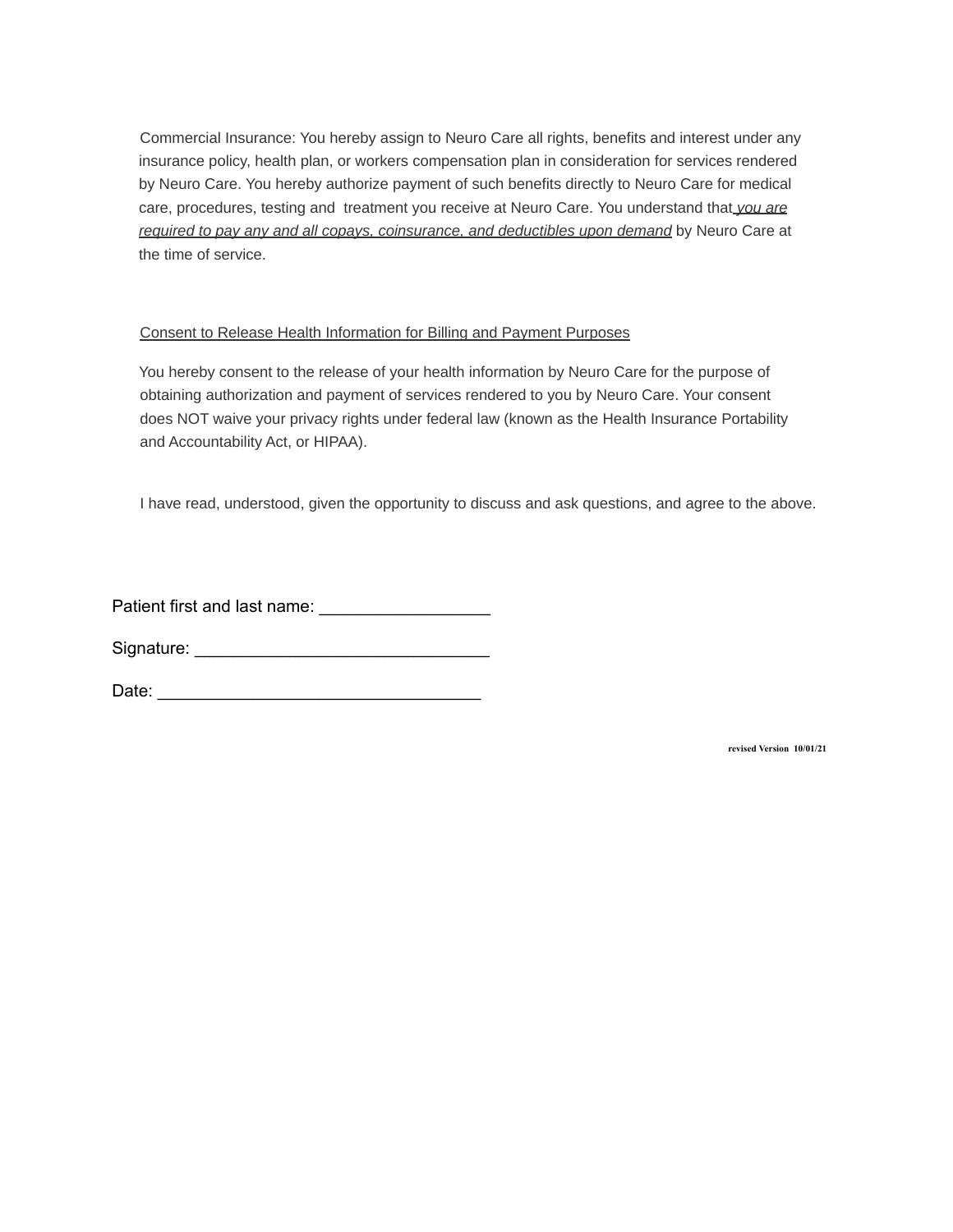Commercial Insurance: You hereby assign to Neuro Care all rights, benefits and interest under any insurance policy, health plan, or workers compensation plan in consideration for services rendered by Neuro Care. You hereby authorize payment of such benefits directly to Neuro Care for medical care, procedures, testing and treatment you receive at Neuro Care. You understand that *you are required to pay any and all copays, coinsurance, and deductibles upon demand* by Neuro Care at the time of service.

Consent to Release Health Information for Billing and Payment Purposes

You hereby consent to the release of your health information by Neuro Care for the purpose of obtaining authorization and payment of services rendered to you by Neuro Care. Your consent does NOT waive your privacy rights under federal law (known as the Health Insurance Portability and Accountability Act, or HIPAA).

I have read, understood, given the opportunity to discuss and ask questions, and agree to the above.

Patient first and last name: __________________

Signature: _______________________________

Date: __________________________________

**revised Version 10/01/21**